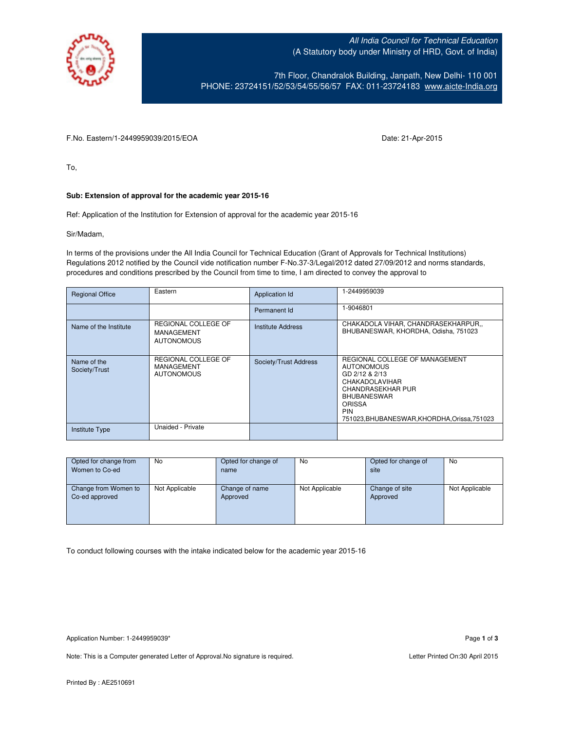All India Council for Technical Education
(A Statutory body under Ministry of HRD, Govt. of India)

7th Floor, Chandralok Building, Janpath, New Delhi- 110 001
PHONE: 23724151/52/53/54/55/56/57 FAX: 011-23724183 www.aicte-India.org

F.No. Eastern/1-2449959039/2015/EOA

Date: 21-Apr-2015

To,

**Sub: Extension of approval for the academic year 2015-16**

Ref: Application of the Institution for Extension of approval for the academic year 2015-16

Sir/Madam,

In terms of the provisions under the All India Council for Technical Education (Grant of Approvals for Technical Institutions) Regulations 2012 notified by the Council vide notification number F-No.37-3/Legal/2012 dated 27/09/2012 and norms standards, procedures and conditions prescribed by the Council from time to time, I am directed to convey the approval to

| Regional Office | Eastern | Application Id | 1-2449959039 |
|---|---|---|---|
| | | Permanent Id | 1-9046801 |
| Name of the Institute | REGIONAL COLLEGE OF MANAGEMENT AUTONOMOUS | Institute Address | CHAKADOLA VIHAR, CHANDRASEKHARPUR,, BHUBANESWAR, KHORDHA, Odisha, 751023 |
| Name of the Society/Trust | REGIONAL COLLEGE OF MANAGEMENT AUTONOMOUS | Society/Trust Address | REGIONAL COLLEGE OF MANAGEMENT AUTONOMOUS GD 2/12 & 2/13 CHAKADOLAVIHAR CHANDRASEKHAR PUR BHUBANESWAR ORISSA PIN 751023,BHUBANESWAR,KHORDHA,Orissa,751023 |
| Institute Type | Unaided - Private | | |

| Opted for change from Women to Co-ed | No | Opted for change of name | No | Opted for change of site | No |
|---|---|---|---|---|---|
| Change from Women to Co-ed approved | Not Applicable | Change of name Approved | Not Applicable | Change of site Approved | Not Applicable |

To conduct following courses with the intake indicated below for the academic year 2015-16

Application Number: 1-2449959039*

Note: This is a Computer generated Letter of Approval.No signature is required.

Letter Printed On:30 April 2015

Printed By : AE2510691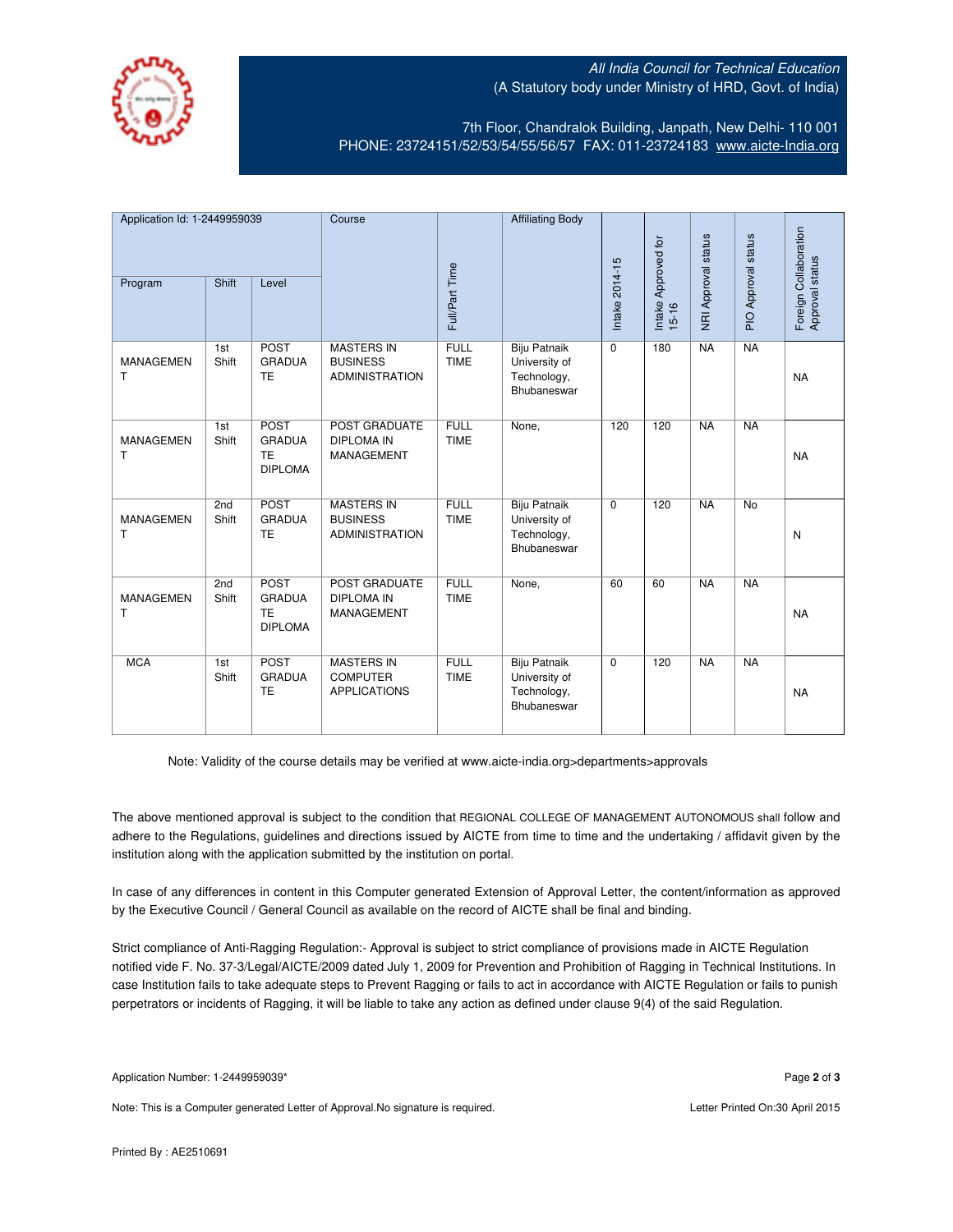All India Council for Technical Education
(A Statutory body under Ministry of HRD, Govt. of India)

7th Floor, Chandralok Building, Janpath, New Delhi- 110 001
PHONE: 23724151/52/53/54/55/56/57 FAX: 011-23724183 www.aicte-India.org

| Application Id: 1-2449959039 | | | Course | Full/Part Time | Affiliating Body | Intake 2014-15 | Intake Approved for 15-16 | NRI Approval status | PIO Approval status | Foreign Collaboration Approval status |
|---|---|---|---|---|---|---|---|---|---|---|
| Program | Shift | Level | | | | | | | | |
| MANAGEMENT | 1st Shift | POST GRADUATE | MASTERS IN BUSINESS ADMINISTRATION | FULL TIME | Biju Patnaik University of Technology, Bhubaneswar | 0 | 180 | NA | NA | NA |
| MANAGEMENT | 1st Shift | POST GRADUATE DIPLOMA | POST GRADUATE DIPLOMA IN MANAGEMENT | FULL TIME | None, | 120 | 120 | NA | NA | NA |
| MANAGEMENT | 2nd Shift | POST GRADUATE | MASTERS IN BUSINESS ADMINISTRATION | FULL TIME | Biju Patnaik University of Technology, Bhubaneswar | 0 | 120 | NA | No | N |
| MANAGEMENT | 2nd Shift | POST GRADUATE DIPLOMA | POST GRADUATE DIPLOMA IN MANAGEMENT | FULL TIME | None, | 60 | 60 | NA | NA | NA |
| MCA | 1st Shift | POST GRADUATE | MASTERS IN COMPUTER APPLICATIONS | FULL TIME | Biju Patnaik University of Technology, Bhubaneswar | 0 | 120 | NA | NA | NA |

Note: Validity of the course details may be verified at www.aicte-india.org>departments>approvals

The above mentioned approval is subject to the condition that REGIONAL COLLEGE OF MANAGEMENT AUTONOMOUS shall follow and adhere to the Regulations, guidelines and directions issued by AICTE from time to time and the undertaking / affidavit given by the institution along with the application submitted by the institution on portal.

In case of any differences in content in this Computer generated Extension of Approval Letter, the content/information as approved by the Executive Council / General Council as available on the record of AICTE shall be final and binding.

Strict compliance of Anti-Ragging Regulation:- Approval is subject to strict compliance of provisions made in AICTE Regulation notified vide F. No. 37-3/Legal/AICTE/2009 dated July 1, 2009 for Prevention and Prohibition of Ragging in Technical Institutions. In case Institution fails to take adequate steps to Prevent Ragging or fails to act in accordance with AICTE Regulation or fails to punish perpetrators or incidents of Ragging, it will be liable to take any action as defined under clause 9(4) of the said Regulation.

Application Number: 1-2449959039*

Note: This is a Computer generated Letter of Approval.No signature is required.

Letter Printed On:30 April 2015

Printed By : AE2510691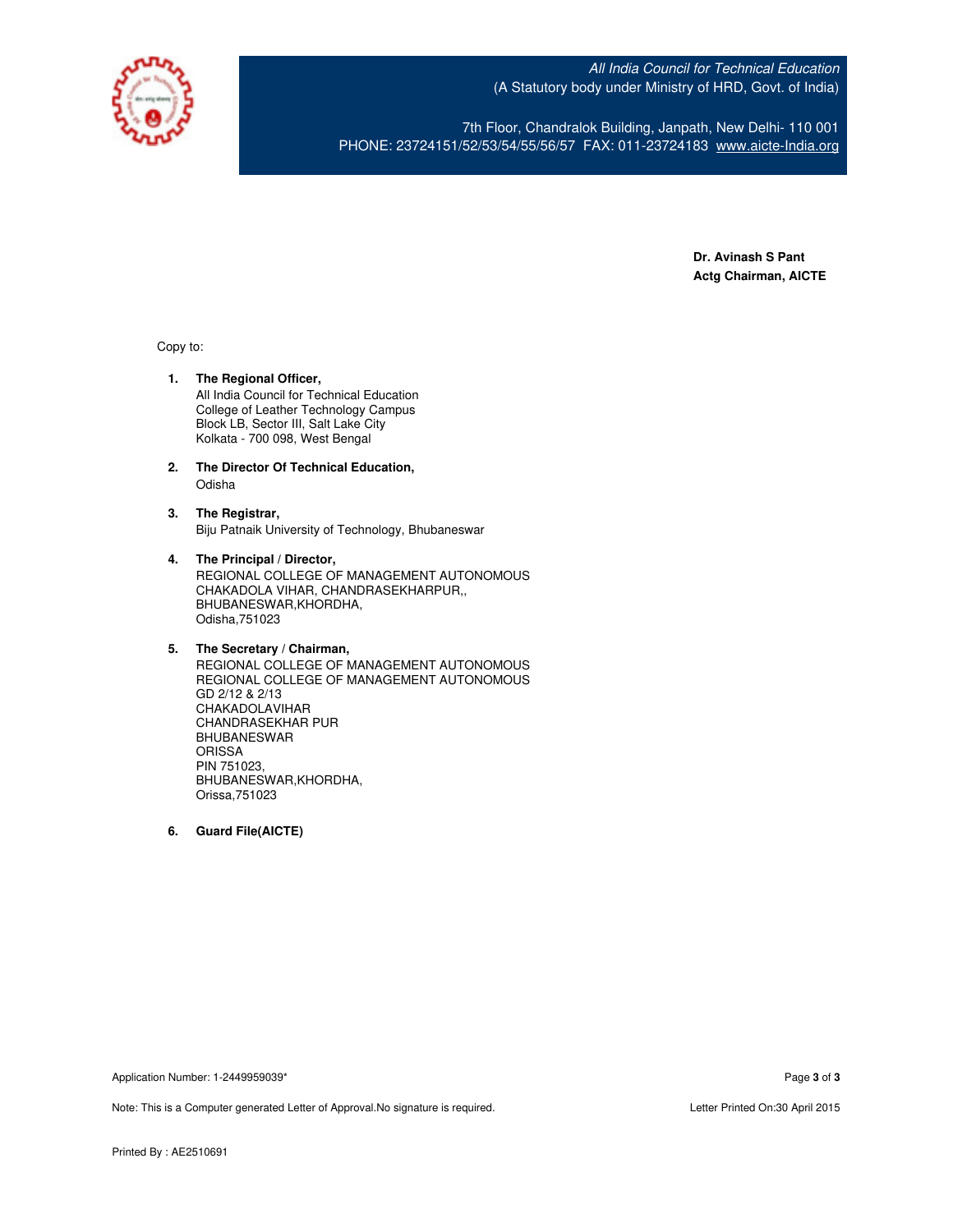All India Council for Technical Education
(A Statutory body under Ministry of HRD, Govt. of India)

7th Floor, Chandralok Building, Janpath, New Delhi- 110 001
PHONE: 23724151/52/53/54/55/56/57 FAX: 011-23724183 www.aicte-India.org

**Dr. Avinash S Pant**
**Actg Chairman, AICTE**

Copy to:

1. **The Regional Officer,**
   All India Council for Technical Education
   College of Leather Technology Campus
   Block LB, Sector III, Salt Lake City
   Kolkata - 700 098, West Bengal

2. **The Director Of Technical Education,**
   Odisha

3. **The Registrar,**
   Biju Patnaik University of Technology, Bhubaneswar

4. **The Principal / Director,**
   REGIONAL COLLEGE OF MANAGEMENT AUTONOMOUS
   CHAKADOLA VIHAR, CHANDRASEKHARPUR,,
   BHUBANESWAR,KHORDHA,
   Odisha,751023

5. **The Secretary / Chairman,**
   REGIONAL COLLEGE OF MANAGEMENT AUTONOMOUS
   REGIONAL COLLEGE OF MANAGEMENT AUTONOMOUS
   GD 2/12 & 2/13
   CHAKADOLAVIHAR
   CHANDRASEKHAR PUR
   BHUBANESWAR
   ORISSA
   PIN 751023,
   BHUBANESWAR,KHORDHA,
   Orissa,751023

6. **Guard File(AICTE)**

Application Number: 1-2449959039*

Note: This is a Computer generated Letter of Approval.No signature is required.

Letter Printed On:30 April 2015

Printed By : AE2510691